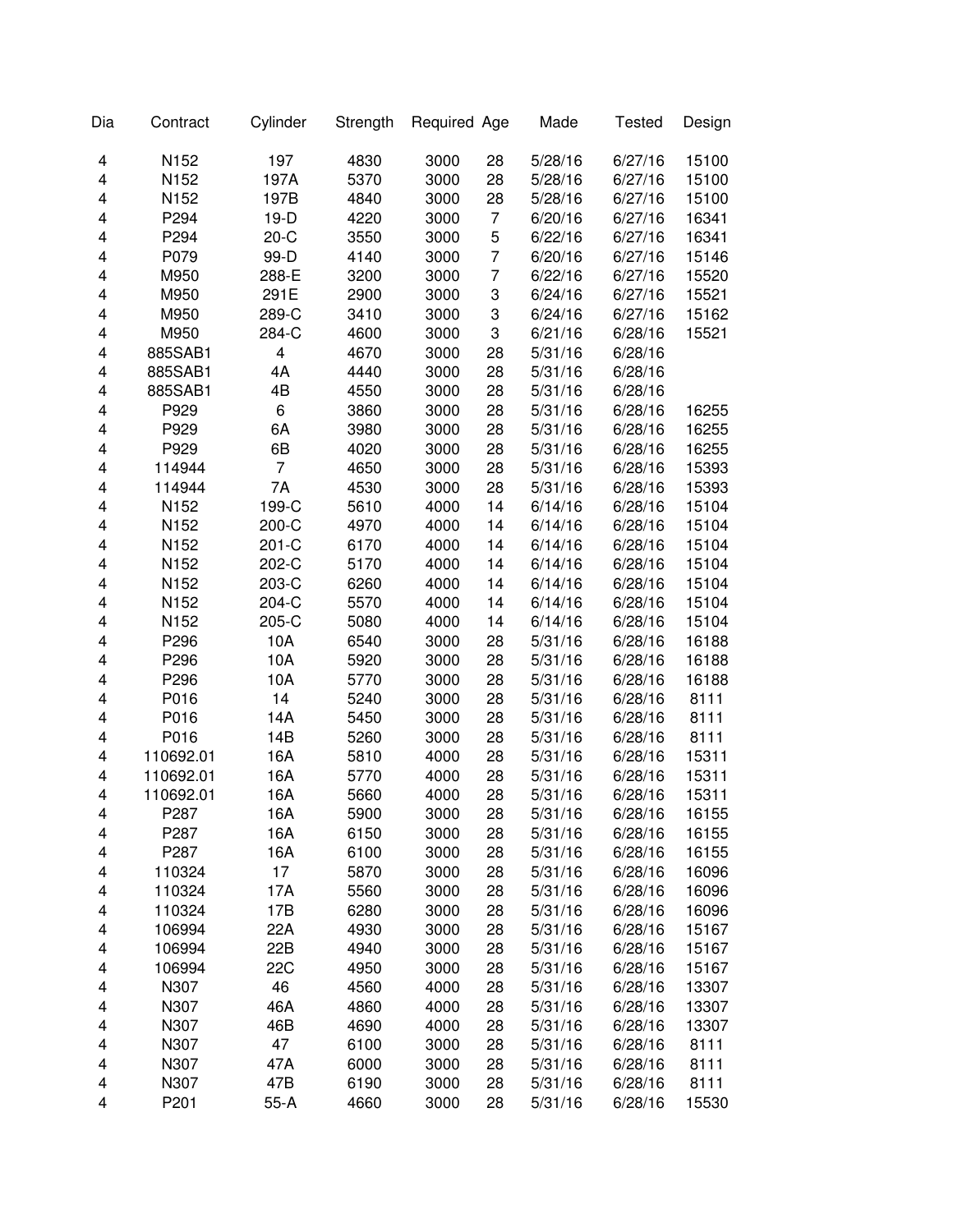| Dia | Contract | Cylinder | Strength | Required | Age | Made | Tested | Design |
|---|---|---|---|---|---|---|---|---|
| 4 | N152 | 197 | 4830 | 3000 | 28 | 5/28/16 | 6/27/16 | 15100 |
| 4 | N152 | 197A | 5370 | 3000 | 28 | 5/28/16 | 6/27/16 | 15100 |
| 4 | N152 | 197B | 4840 | 3000 | 28 | 5/28/16 | 6/27/16 | 15100 |
| 4 | P294 | 19-D | 4220 | 3000 | 7 | 6/20/16 | 6/27/16 | 16341 |
| 4 | P294 | 20-C | 3550 | 3000 | 5 | 6/22/16 | 6/27/16 | 16341 |
| 4 | P079 | 99-D | 4140 | 3000 | 7 | 6/20/16 | 6/27/16 | 15146 |
| 4 | M950 | 288-E | 3200 | 3000 | 7 | 6/22/16 | 6/27/16 | 15520 |
| 4 | M950 | 291E | 2900 | 3000 | 3 | 6/24/16 | 6/27/16 | 15521 |
| 4 | M950 | 289-C | 3410 | 3000 | 3 | 6/24/16 | 6/27/16 | 15162 |
| 4 | M950 | 284-C | 4600 | 3000 | 3 | 6/21/16 | 6/28/16 | 15521 |
| 4 | 885SAB1 | 4 | 4670 | 3000 | 28 | 5/31/16 | 6/28/16 | |
| 4 | 885SAB1 | 4A | 4440 | 3000 | 28 | 5/31/16 | 6/28/16 | |
| 4 | 885SAB1 | 4B | 4550 | 3000 | 28 | 5/31/16 | 6/28/16 | |
| 4 | P929 | 6 | 3860 | 3000 | 28 | 5/31/16 | 6/28/16 | 16255 |
| 4 | P929 | 6A | 3980 | 3000 | 28 | 5/31/16 | 6/28/16 | 16255 |
| 4 | P929 | 6B | 4020 | 3000 | 28 | 5/31/16 | 6/28/16 | 16255 |
| 4 | 114944 | 7 | 4650 | 3000 | 28 | 5/31/16 | 6/28/16 | 15393 |
| 4 | 114944 | 7A | 4530 | 3000 | 28 | 5/31/16 | 6/28/16 | 15393 |
| 4 | N152 | 199-C | 5610 | 4000 | 14 | 6/14/16 | 6/28/16 | 15104 |
| 4 | N152 | 200-C | 4970 | 4000 | 14 | 6/14/16 | 6/28/16 | 15104 |
| 4 | N152 | 201-C | 6170 | 4000 | 14 | 6/14/16 | 6/28/16 | 15104 |
| 4 | N152 | 202-C | 5170 | 4000 | 14 | 6/14/16 | 6/28/16 | 15104 |
| 4 | N152 | 203-C | 6260 | 4000 | 14 | 6/14/16 | 6/28/16 | 15104 |
| 4 | N152 | 204-C | 5570 | 4000 | 14 | 6/14/16 | 6/28/16 | 15104 |
| 4 | N152 | 205-C | 5080 | 4000 | 14 | 6/14/16 | 6/28/16 | 15104 |
| 4 | P296 | 10A | 6540 | 3000 | 28 | 5/31/16 | 6/28/16 | 16188 |
| 4 | P296 | 10A | 5920 | 3000 | 28 | 5/31/16 | 6/28/16 | 16188 |
| 4 | P296 | 10A | 5770 | 3000 | 28 | 5/31/16 | 6/28/16 | 16188 |
| 4 | P016 | 14 | 5240 | 3000 | 28 | 5/31/16 | 6/28/16 | 8111 |
| 4 | P016 | 14A | 5450 | 3000 | 28 | 5/31/16 | 6/28/16 | 8111 |
| 4 | P016 | 14B | 5260 | 3000 | 28 | 5/31/16 | 6/28/16 | 8111 |
| 4 | 110692.01 | 16A | 5810 | 4000 | 28 | 5/31/16 | 6/28/16 | 15311 |
| 4 | 110692.01 | 16A | 5770 | 4000 | 28 | 5/31/16 | 6/28/16 | 15311 |
| 4 | 110692.01 | 16A | 5660 | 4000 | 28 | 5/31/16 | 6/28/16 | 15311 |
| 4 | P287 | 16A | 5900 | 3000 | 28 | 5/31/16 | 6/28/16 | 16155 |
| 4 | P287 | 16A | 6150 | 3000 | 28 | 5/31/16 | 6/28/16 | 16155 |
| 4 | P287 | 16A | 6100 | 3000 | 28 | 5/31/16 | 6/28/16 | 16155 |
| 4 | 110324 | 17 | 5870 | 3000 | 28 | 5/31/16 | 6/28/16 | 16096 |
| 4 | 110324 | 17A | 5560 | 3000 | 28 | 5/31/16 | 6/28/16 | 16096 |
| 4 | 110324 | 17B | 6280 | 3000 | 28 | 5/31/16 | 6/28/16 | 16096 |
| 4 | 106994 | 22A | 4930 | 3000 | 28 | 5/31/16 | 6/28/16 | 15167 |
| 4 | 106994 | 22B | 4940 | 3000 | 28 | 5/31/16 | 6/28/16 | 15167 |
| 4 | 106994 | 22C | 4950 | 3000 | 28 | 5/31/16 | 6/28/16 | 15167 |
| 4 | N307 | 46 | 4560 | 4000 | 28 | 5/31/16 | 6/28/16 | 13307 |
| 4 | N307 | 46A | 4860 | 4000 | 28 | 5/31/16 | 6/28/16 | 13307 |
| 4 | N307 | 46B | 4690 | 4000 | 28 | 5/31/16 | 6/28/16 | 13307 |
| 4 | N307 | 47 | 6100 | 3000 | 28 | 5/31/16 | 6/28/16 | 8111 |
| 4 | N307 | 47A | 6000 | 3000 | 28 | 5/31/16 | 6/28/16 | 8111 |
| 4 | N307 | 47B | 6190 | 3000 | 28 | 5/31/16 | 6/28/16 | 8111 |
| 4 | P201 | 55-A | 4660 | 3000 | 28 | 5/31/16 | 6/28/16 | 15530 |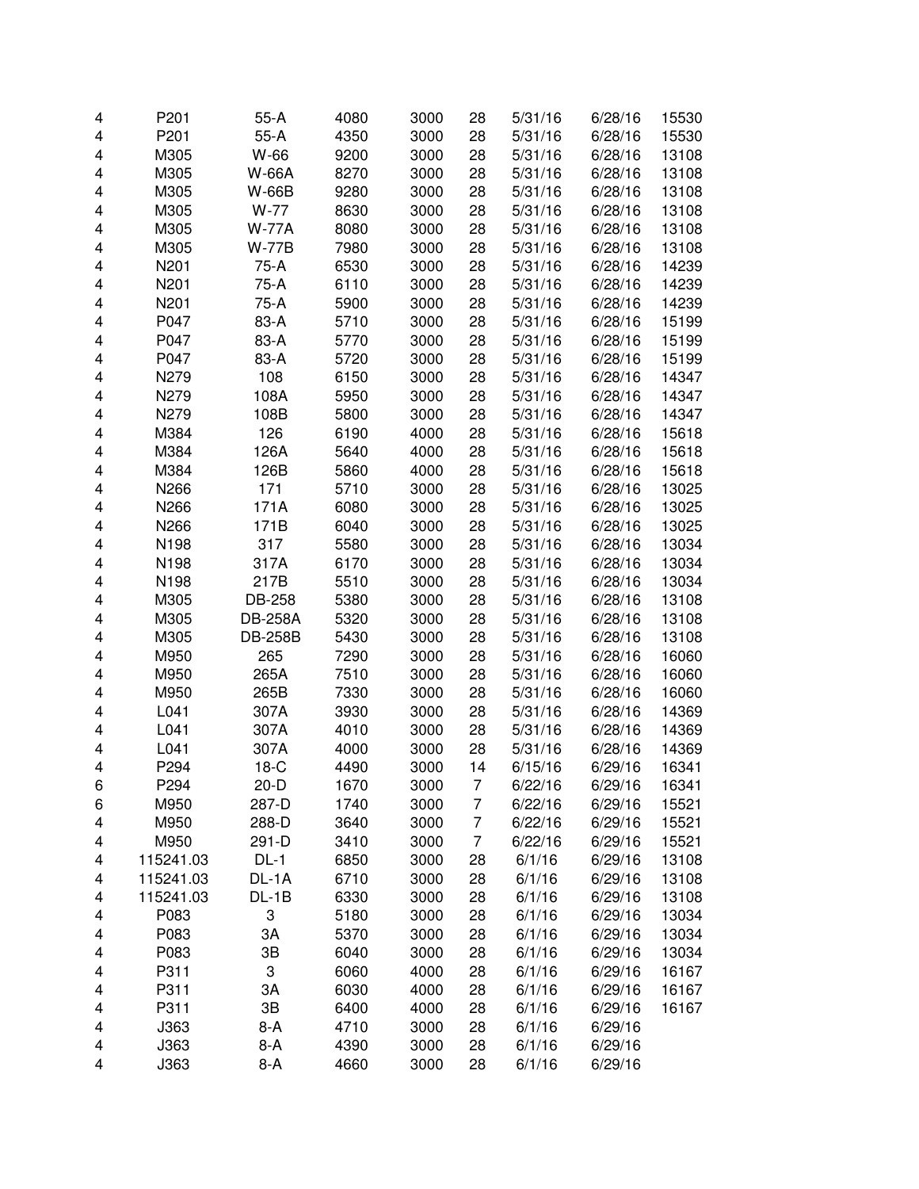| | | | | | | | | |
|---|---|---|---|---|---|---|---|---|
| 4 | P201 | 55-A | 4080 | 3000 | 28 | 5/31/16 | 6/28/16 | 15530 |
| 4 | P201 | 55-A | 4350 | 3000 | 28 | 5/31/16 | 6/28/16 | 15530 |
| 4 | M305 | W-66 | 9200 | 3000 | 28 | 5/31/16 | 6/28/16 | 13108 |
| 4 | M305 | W-66A | 8270 | 3000 | 28 | 5/31/16 | 6/28/16 | 13108 |
| 4 | M305 | W-66B | 9280 | 3000 | 28 | 5/31/16 | 6/28/16 | 13108 |
| 4 | M305 | W-77 | 8630 | 3000 | 28 | 5/31/16 | 6/28/16 | 13108 |
| 4 | M305 | W-77A | 8080 | 3000 | 28 | 5/31/16 | 6/28/16 | 13108 |
| 4 | M305 | W-77B | 7980 | 3000 | 28 | 5/31/16 | 6/28/16 | 13108 |
| 4 | N201 | 75-A | 6530 | 3000 | 28 | 5/31/16 | 6/28/16 | 14239 |
| 4 | N201 | 75-A | 6110 | 3000 | 28 | 5/31/16 | 6/28/16 | 14239 |
| 4 | N201 | 75-A | 5900 | 3000 | 28 | 5/31/16 | 6/28/16 | 14239 |
| 4 | P047 | 83-A | 5710 | 3000 | 28 | 5/31/16 | 6/28/16 | 15199 |
| 4 | P047 | 83-A | 5770 | 3000 | 28 | 5/31/16 | 6/28/16 | 15199 |
| 4 | P047 | 83-A | 5720 | 3000 | 28 | 5/31/16 | 6/28/16 | 15199 |
| 4 | N279 | 108 | 6150 | 3000 | 28 | 5/31/16 | 6/28/16 | 14347 |
| 4 | N279 | 108A | 5950 | 3000 | 28 | 5/31/16 | 6/28/16 | 14347 |
| 4 | N279 | 108B | 5800 | 3000 | 28 | 5/31/16 | 6/28/16 | 14347 |
| 4 | M384 | 126 | 6190 | 4000 | 28 | 5/31/16 | 6/28/16 | 15618 |
| 4 | M384 | 126A | 5640 | 4000 | 28 | 5/31/16 | 6/28/16 | 15618 |
| 4 | M384 | 126B | 5860 | 4000 | 28 | 5/31/16 | 6/28/16 | 15618 |
| 4 | N266 | 171 | 5710 | 3000 | 28 | 5/31/16 | 6/28/16 | 13025 |
| 4 | N266 | 171A | 6080 | 3000 | 28 | 5/31/16 | 6/28/16 | 13025 |
| 4 | N266 | 171B | 6040 | 3000 | 28 | 5/31/16 | 6/28/16 | 13025 |
| 4 | N198 | 317 | 5580 | 3000 | 28 | 5/31/16 | 6/28/16 | 13034 |
| 4 | N198 | 317A | 6170 | 3000 | 28 | 5/31/16 | 6/28/16 | 13034 |
| 4 | N198 | 217B | 5510 | 3000 | 28 | 5/31/16 | 6/28/16 | 13034 |
| 4 | M305 | DB-258 | 5380 | 3000 | 28 | 5/31/16 | 6/28/16 | 13108 |
| 4 | M305 | DB-258A | 5320 | 3000 | 28 | 5/31/16 | 6/28/16 | 13108 |
| 4 | M305 | DB-258B | 5430 | 3000 | 28 | 5/31/16 | 6/28/16 | 13108 |
| 4 | M950 | 265 | 7290 | 3000 | 28 | 5/31/16 | 6/28/16 | 16060 |
| 4 | M950 | 265A | 7510 | 3000 | 28 | 5/31/16 | 6/28/16 | 16060 |
| 4 | M950 | 265B | 7330 | 3000 | 28 | 5/31/16 | 6/28/16 | 16060 |
| 4 | L041 | 307A | 3930 | 3000 | 28 | 5/31/16 | 6/28/16 | 14369 |
| 4 | L041 | 307A | 4010 | 3000 | 28 | 5/31/16 | 6/28/16 | 14369 |
| 4 | L041 | 307A | 4000 | 3000 | 28 | 5/31/16 | 6/28/16 | 14369 |
| 4 | P294 | 18-C | 4490 | 3000 | 14 | 6/15/16 | 6/29/16 | 16341 |
| 6 | P294 | 20-D | 1670 | 3000 | 7 | 6/22/16 | 6/29/16 | 16341 |
| 6 | M950 | 287-D | 1740 | 3000 | 7 | 6/22/16 | 6/29/16 | 15521 |
| 4 | M950 | 288-D | 3640 | 3000 | 7 | 6/22/16 | 6/29/16 | 15521 |
| 4 | M950 | 291-D | 3410 | 3000 | 7 | 6/22/16 | 6/29/16 | 15521 |
| 4 | 115241.03 | DL-1 | 6850 | 3000 | 28 | 6/1/16 | 6/29/16 | 13108 |
| 4 | 115241.03 | DL-1A | 6710 | 3000 | 28 | 6/1/16 | 6/29/16 | 13108 |
| 4 | 115241.03 | DL-1B | 6330 | 3000 | 28 | 6/1/16 | 6/29/16 | 13108 |
| 4 | P083 | 3 | 5180 | 3000 | 28 | 6/1/16 | 6/29/16 | 13034 |
| 4 | P083 | 3A | 5370 | 3000 | 28 | 6/1/16 | 6/29/16 | 13034 |
| 4 | P083 | 3B | 6040 | 3000 | 28 | 6/1/16 | 6/29/16 | 13034 |
| 4 | P311 | 3 | 6060 | 4000 | 28 | 6/1/16 | 6/29/16 | 16167 |
| 4 | P311 | 3A | 6030 | 4000 | 28 | 6/1/16 | 6/29/16 | 16167 |
| 4 | P311 | 3B | 6400 | 4000 | 28 | 6/1/16 | 6/29/16 | 16167 |
| 4 | J363 | 8-A | 4710 | 3000 | 28 | 6/1/16 | 6/29/16 | |
| 4 | J363 | 8-A | 4390 | 3000 | 28 | 6/1/16 | 6/29/16 | |
| 4 | J363 | 8-A | 4660 | 3000 | 28 | 6/1/16 | 6/29/16 | |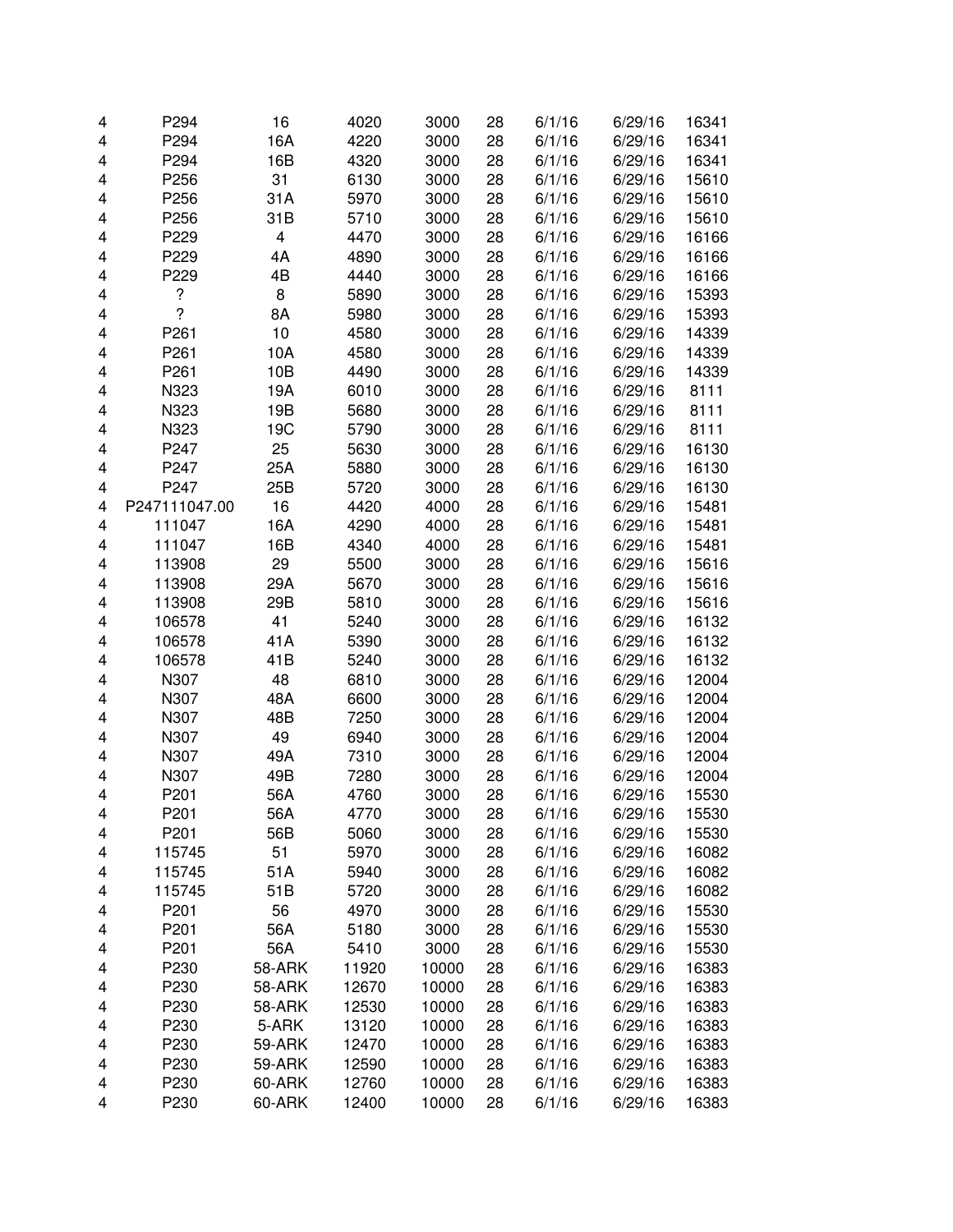| | | | | | | | | |
|---|---|---|---|---|---|---|---|---|
| 4 | P294 | 16 | 4020 | 3000 | 28 | 6/1/16 | 6/29/16 | 16341 |
| 4 | P294 | 16A | 4220 | 3000 | 28 | 6/1/16 | 6/29/16 | 16341 |
| 4 | P294 | 16B | 4320 | 3000 | 28 | 6/1/16 | 6/29/16 | 16341 |
| 4 | P256 | 31 | 6130 | 3000 | 28 | 6/1/16 | 6/29/16 | 15610 |
| 4 | P256 | 31A | 5970 | 3000 | 28 | 6/1/16 | 6/29/16 | 15610 |
| 4 | P256 | 31B | 5710 | 3000 | 28 | 6/1/16 | 6/29/16 | 15610 |
| 4 | P229 | 4 | 4470 | 3000 | 28 | 6/1/16 | 6/29/16 | 16166 |
| 4 | P229 | 4A | 4890 | 3000 | 28 | 6/1/16 | 6/29/16 | 16166 |
| 4 | P229 | 4B | 4440 | 3000 | 28 | 6/1/16 | 6/29/16 | 16166 |
| 4 | ? | 8 | 5890 | 3000 | 28 | 6/1/16 | 6/29/16 | 15393 |
| 4 | ? | 8A | 5980 | 3000 | 28 | 6/1/16 | 6/29/16 | 15393 |
| 4 | P261 | 10 | 4580 | 3000 | 28 | 6/1/16 | 6/29/16 | 14339 |
| 4 | P261 | 10A | 4580 | 3000 | 28 | 6/1/16 | 6/29/16 | 14339 |
| 4 | P261 | 10B | 4490 | 3000 | 28 | 6/1/16 | 6/29/16 | 14339 |
| 4 | N323 | 19A | 6010 | 3000 | 28 | 6/1/16 | 6/29/16 | 8111 |
| 4 | N323 | 19B | 5680 | 3000 | 28 | 6/1/16 | 6/29/16 | 8111 |
| 4 | N323 | 19C | 5790 | 3000 | 28 | 6/1/16 | 6/29/16 | 8111 |
| 4 | P247 | 25 | 5630 | 3000 | 28 | 6/1/16 | 6/29/16 | 16130 |
| 4 | P247 | 25A | 5880 | 3000 | 28 | 6/1/16 | 6/29/16 | 16130 |
| 4 | P247 | 25B | 5720 | 3000 | 28 | 6/1/16 | 6/29/16 | 16130 |
| 4 | P247111047.00 | 16 | 4420 | 4000 | 28 | 6/1/16 | 6/29/16 | 15481 |
| 4 | 111047 | 16A | 4290 | 4000 | 28 | 6/1/16 | 6/29/16 | 15481 |
| 4 | 111047 | 16B | 4340 | 4000 | 28 | 6/1/16 | 6/29/16 | 15481 |
| 4 | 113908 | 29 | 5500 | 3000 | 28 | 6/1/16 | 6/29/16 | 15616 |
| 4 | 113908 | 29A | 5670 | 3000 | 28 | 6/1/16 | 6/29/16 | 15616 |
| 4 | 113908 | 29B | 5810 | 3000 | 28 | 6/1/16 | 6/29/16 | 15616 |
| 4 | 106578 | 41 | 5240 | 3000 | 28 | 6/1/16 | 6/29/16 | 16132 |
| 4 | 106578 | 41A | 5390 | 3000 | 28 | 6/1/16 | 6/29/16 | 16132 |
| 4 | 106578 | 41B | 5240 | 3000 | 28 | 6/1/16 | 6/29/16 | 16132 |
| 4 | N307 | 48 | 6810 | 3000 | 28 | 6/1/16 | 6/29/16 | 12004 |
| 4 | N307 | 48A | 6600 | 3000 | 28 | 6/1/16 | 6/29/16 | 12004 |
| 4 | N307 | 48B | 7250 | 3000 | 28 | 6/1/16 | 6/29/16 | 12004 |
| 4 | N307 | 49 | 6940 | 3000 | 28 | 6/1/16 | 6/29/16 | 12004 |
| 4 | N307 | 49A | 7310 | 3000 | 28 | 6/1/16 | 6/29/16 | 12004 |
| 4 | N307 | 49B | 7280 | 3000 | 28 | 6/1/16 | 6/29/16 | 12004 |
| 4 | P201 | 56A | 4760 | 3000 | 28 | 6/1/16 | 6/29/16 | 15530 |
| 4 | P201 | 56A | 4770 | 3000 | 28 | 6/1/16 | 6/29/16 | 15530 |
| 4 | P201 | 56B | 5060 | 3000 | 28 | 6/1/16 | 6/29/16 | 15530 |
| 4 | 115745 | 51 | 5970 | 3000 | 28 | 6/1/16 | 6/29/16 | 16082 |
| 4 | 115745 | 51A | 5940 | 3000 | 28 | 6/1/16 | 6/29/16 | 16082 |
| 4 | 115745 | 51B | 5720 | 3000 | 28 | 6/1/16 | 6/29/16 | 16082 |
| 4 | P201 | 56 | 4970 | 3000 | 28 | 6/1/16 | 6/29/16 | 15530 |
| 4 | P201 | 56A | 5180 | 3000 | 28 | 6/1/16 | 6/29/16 | 15530 |
| 4 | P201 | 56A | 5410 | 3000 | 28 | 6/1/16 | 6/29/16 | 15530 |
| 4 | P230 | 58-ARK | 11920 | 10000 | 28 | 6/1/16 | 6/29/16 | 16383 |
| 4 | P230 | 58-ARK | 12670 | 10000 | 28 | 6/1/16 | 6/29/16 | 16383 |
| 4 | P230 | 58-ARK | 12530 | 10000 | 28 | 6/1/16 | 6/29/16 | 16383 |
| 4 | P230 | 5-ARK | 13120 | 10000 | 28 | 6/1/16 | 6/29/16 | 16383 |
| 4 | P230 | 59-ARK | 12470 | 10000 | 28 | 6/1/16 | 6/29/16 | 16383 |
| 4 | P230 | 59-ARK | 12590 | 10000 | 28 | 6/1/16 | 6/29/16 | 16383 |
| 4 | P230 | 60-ARK | 12760 | 10000 | 28 | 6/1/16 | 6/29/16 | 16383 |
| 4 | P230 | 60-ARK | 12400 | 10000 | 28 | 6/1/16 | 6/29/16 | 16383 |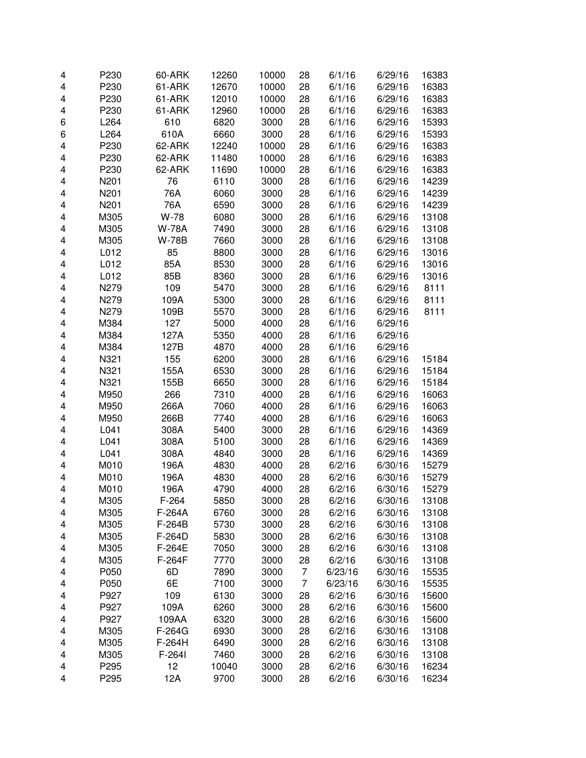| | | | | | | | | |
|---|---|---|---|---|---|---|---|---|
| 4 | P230 | 60-ARK | 12260 | 10000 | 28 | 6/1/16 | 6/29/16 | 16383 |
| 4 | P230 | 61-ARK | 12670 | 10000 | 28 | 6/1/16 | 6/29/16 | 16383 |
| 4 | P230 | 61-ARK | 12010 | 10000 | 28 | 6/1/16 | 6/29/16 | 16383 |
| 4 | P230 | 61-ARK | 12960 | 10000 | 28 | 6/1/16 | 6/29/16 | 16383 |
| 6 | L264 | 610 | 6820 | 3000 | 28 | 6/1/16 | 6/29/16 | 15393 |
| 6 | L264 | 610A | 6660 | 3000 | 28 | 6/1/16 | 6/29/16 | 15393 |
| 4 | P230 | 62-ARK | 12240 | 10000 | 28 | 6/1/16 | 6/29/16 | 16383 |
| 4 | P230 | 62-ARK | 11480 | 10000 | 28 | 6/1/16 | 6/29/16 | 16383 |
| 4 | P230 | 62-ARK | 11690 | 10000 | 28 | 6/1/16 | 6/29/16 | 16383 |
| 4 | N201 | 76 | 6110 | 3000 | 28 | 6/1/16 | 6/29/16 | 14239 |
| 4 | N201 | 76A | 6060 | 3000 | 28 | 6/1/16 | 6/29/16 | 14239 |
| 4 | N201 | 76A | 6590 | 3000 | 28 | 6/1/16 | 6/29/16 | 14239 |
| 4 | M305 | W-78 | 6080 | 3000 | 28 | 6/1/16 | 6/29/16 | 13108 |
| 4 | M305 | W-78A | 7490 | 3000 | 28 | 6/1/16 | 6/29/16 | 13108 |
| 4 | M305 | W-78B | 7660 | 3000 | 28 | 6/1/16 | 6/29/16 | 13108 |
| 4 | L012 | 85 | 8800 | 3000 | 28 | 6/1/16 | 6/29/16 | 13016 |
| 4 | L012 | 85A | 8530 | 3000 | 28 | 6/1/16 | 6/29/16 | 13016 |
| 4 | L012 | 85B | 8360 | 3000 | 28 | 6/1/16 | 6/29/16 | 13016 |
| 4 | N279 | 109 | 5470 | 3000 | 28 | 6/1/16 | 6/29/16 | 8111 |
| 4 | N279 | 109A | 5300 | 3000 | 28 | 6/1/16 | 6/29/16 | 8111 |
| 4 | N279 | 109B | 5570 | 3000 | 28 | 6/1/16 | 6/29/16 | 8111 |
| 4 | M384 | 127 | 5000 | 4000 | 28 | 6/1/16 | 6/29/16 | |
| 4 | M384 | 127A | 5350 | 4000 | 28 | 6/1/16 | 6/29/16 | |
| 4 | M384 | 127B | 4870 | 4000 | 28 | 6/1/16 | 6/29/16 | |
| 4 | N321 | 155 | 6200 | 3000 | 28 | 6/1/16 | 6/29/16 | 15184 |
| 4 | N321 | 155A | 6530 | 3000 | 28 | 6/1/16 | 6/29/16 | 15184 |
| 4 | N321 | 155B | 6650 | 3000 | 28 | 6/1/16 | 6/29/16 | 15184 |
| 4 | M950 | 266 | 7310 | 4000 | 28 | 6/1/16 | 6/29/16 | 16063 |
| 4 | M950 | 266A | 7060 | 4000 | 28 | 6/1/16 | 6/29/16 | 16063 |
| 4 | M950 | 266B | 7740 | 4000 | 28 | 6/1/16 | 6/29/16 | 16063 |
| 4 | L041 | 308A | 5400 | 3000 | 28 | 6/1/16 | 6/29/16 | 14369 |
| 4 | L041 | 308A | 5100 | 3000 | 28 | 6/1/16 | 6/29/16 | 14369 |
| 4 | L041 | 308A | 4840 | 3000 | 28 | 6/1/16 | 6/29/16 | 14369 |
| 4 | M010 | 196A | 4830 | 4000 | 28 | 6/2/16 | 6/30/16 | 15279 |
| 4 | M010 | 196A | 4830 | 4000 | 28 | 6/2/16 | 6/30/16 | 15279 |
| 4 | M010 | 196A | 4790 | 4000 | 28 | 6/2/16 | 6/30/16 | 15279 |
| 4 | M305 | F-264 | 5850 | 3000 | 28 | 6/2/16 | 6/30/16 | 13108 |
| 4 | M305 | F-264A | 6760 | 3000 | 28 | 6/2/16 | 6/30/16 | 13108 |
| 4 | M305 | F-264B | 5730 | 3000 | 28 | 6/2/16 | 6/30/16 | 13108 |
| 4 | M305 | F-264D | 5830 | 3000 | 28 | 6/2/16 | 6/30/16 | 13108 |
| 4 | M305 | F-264E | 7050 | 3000 | 28 | 6/2/16 | 6/30/16 | 13108 |
| 4 | M305 | F-264F | 7770 | 3000 | 28 | 6/2/16 | 6/30/16 | 13108 |
| 4 | P050 | 6D | 7890 | 3000 | 7 | 6/23/16 | 6/30/16 | 15535 |
| 4 | P050 | 6E | 7100 | 3000 | 7 | 6/23/16 | 6/30/16 | 15535 |
| 4 | P927 | 109 | 6130 | 3000 | 28 | 6/2/16 | 6/30/16 | 15600 |
| 4 | P927 | 109A | 6260 | 3000 | 28 | 6/2/16 | 6/30/16 | 15600 |
| 4 | P927 | 109AA | 6320 | 3000 | 28 | 6/2/16 | 6/30/16 | 15600 |
| 4 | M305 | F-264G | 6930 | 3000 | 28 | 6/2/16 | 6/30/16 | 13108 |
| 4 | M305 | F-264H | 6490 | 3000 | 28 | 6/2/16 | 6/30/16 | 13108 |
| 4 | M305 | F-264I | 7460 | 3000 | 28 | 6/2/16 | 6/30/16 | 13108 |
| 4 | P295 | 12 | 10040 | 3000 | 28 | 6/2/16 | 6/30/16 | 16234 |
| 4 | P295 | 12A | 9700 | 3000 | 28 | 6/2/16 | 6/30/16 | 16234 |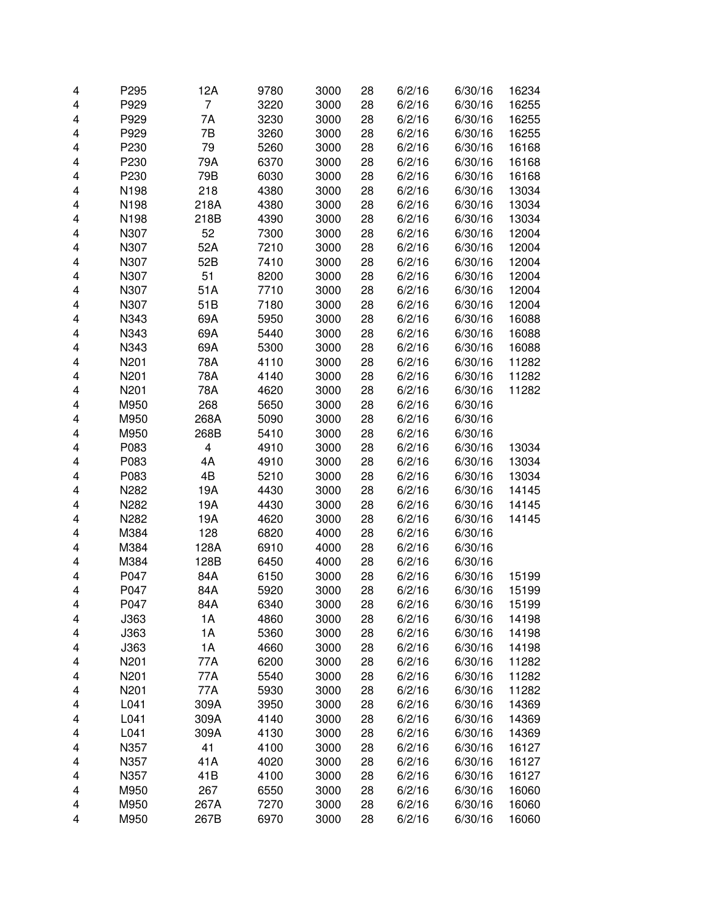| | | | | | | | | |
|---|---|---|---|---|---|---|---|---|
| 4 | P295 | 12A | 9780 | 3000 | 28 | 6/2/16 | 6/30/16 | 16234 |
| 4 | P929 | 7 | 3220 | 3000 | 28 | 6/2/16 | 6/30/16 | 16255 |
| 4 | P929 | 7A | 3230 | 3000 | 28 | 6/2/16 | 6/30/16 | 16255 |
| 4 | P929 | 7B | 3260 | 3000 | 28 | 6/2/16 | 6/30/16 | 16255 |
| 4 | P230 | 79 | 5260 | 3000 | 28 | 6/2/16 | 6/30/16 | 16168 |
| 4 | P230 | 79A | 6370 | 3000 | 28 | 6/2/16 | 6/30/16 | 16168 |
| 4 | P230 | 79B | 6030 | 3000 | 28 | 6/2/16 | 6/30/16 | 16168 |
| 4 | N198 | 218 | 4380 | 3000 | 28 | 6/2/16 | 6/30/16 | 13034 |
| 4 | N198 | 218A | 4380 | 3000 | 28 | 6/2/16 | 6/30/16 | 13034 |
| 4 | N198 | 218B | 4390 | 3000 | 28 | 6/2/16 | 6/30/16 | 13034 |
| 4 | N307 | 52 | 7300 | 3000 | 28 | 6/2/16 | 6/30/16 | 12004 |
| 4 | N307 | 52A | 7210 | 3000 | 28 | 6/2/16 | 6/30/16 | 12004 |
| 4 | N307 | 52B | 7410 | 3000 | 28 | 6/2/16 | 6/30/16 | 12004 |
| 4 | N307 | 51 | 8200 | 3000 | 28 | 6/2/16 | 6/30/16 | 12004 |
| 4 | N307 | 51A | 7710 | 3000 | 28 | 6/2/16 | 6/30/16 | 12004 |
| 4 | N307 | 51B | 7180 | 3000 | 28 | 6/2/16 | 6/30/16 | 12004 |
| 4 | N343 | 69A | 5950 | 3000 | 28 | 6/2/16 | 6/30/16 | 16088 |
| 4 | N343 | 69A | 5440 | 3000 | 28 | 6/2/16 | 6/30/16 | 16088 |
| 4 | N343 | 69A | 5300 | 3000 | 28 | 6/2/16 | 6/30/16 | 16088 |
| 4 | N201 | 78A | 4110 | 3000 | 28 | 6/2/16 | 6/30/16 | 11282 |
| 4 | N201 | 78A | 4140 | 3000 | 28 | 6/2/16 | 6/30/16 | 11282 |
| 4 | N201 | 78A | 4620 | 3000 | 28 | 6/2/16 | 6/30/16 | 11282 |
| 4 | M950 | 268 | 5650 | 3000 | 28 | 6/2/16 | 6/30/16 | |
| 4 | M950 | 268A | 5090 | 3000 | 28 | 6/2/16 | 6/30/16 | |
| 4 | M950 | 268B | 5410 | 3000 | 28 | 6/2/16 | 6/30/16 | |
| 4 | P083 | 4 | 4910 | 3000 | 28 | 6/2/16 | 6/30/16 | 13034 |
| 4 | P083 | 4A | 4910 | 3000 | 28 | 6/2/16 | 6/30/16 | 13034 |
| 4 | P083 | 4B | 5210 | 3000 | 28 | 6/2/16 | 6/30/16 | 13034 |
| 4 | N282 | 19A | 4430 | 3000 | 28 | 6/2/16 | 6/30/16 | 14145 |
| 4 | N282 | 19A | 4430 | 3000 | 28 | 6/2/16 | 6/30/16 | 14145 |
| 4 | N282 | 19A | 4620 | 3000 | 28 | 6/2/16 | 6/30/16 | 14145 |
| 4 | M384 | 128 | 6820 | 4000 | 28 | 6/2/16 | 6/30/16 | |
| 4 | M384 | 128A | 6910 | 4000 | 28 | 6/2/16 | 6/30/16 | |
| 4 | M384 | 128B | 6450 | 4000 | 28 | 6/2/16 | 6/30/16 | |
| 4 | P047 | 84A | 6150 | 3000 | 28 | 6/2/16 | 6/30/16 | 15199 |
| 4 | P047 | 84A | 5920 | 3000 | 28 | 6/2/16 | 6/30/16 | 15199 |
| 4 | P047 | 84A | 6340 | 3000 | 28 | 6/2/16 | 6/30/16 | 15199 |
| 4 | J363 | 1A | 4860 | 3000 | 28 | 6/2/16 | 6/30/16 | 14198 |
| 4 | J363 | 1A | 5360 | 3000 | 28 | 6/2/16 | 6/30/16 | 14198 |
| 4 | J363 | 1A | 4660 | 3000 | 28 | 6/2/16 | 6/30/16 | 14198 |
| 4 | N201 | 77A | 6200 | 3000 | 28 | 6/2/16 | 6/30/16 | 11282 |
| 4 | N201 | 77A | 5540 | 3000 | 28 | 6/2/16 | 6/30/16 | 11282 |
| 4 | N201 | 77A | 5930 | 3000 | 28 | 6/2/16 | 6/30/16 | 11282 |
| 4 | L041 | 309A | 3950 | 3000 | 28 | 6/2/16 | 6/30/16 | 14369 |
| 4 | L041 | 309A | 4140 | 3000 | 28 | 6/2/16 | 6/30/16 | 14369 |
| 4 | L041 | 309A | 4130 | 3000 | 28 | 6/2/16 | 6/30/16 | 14369 |
| 4 | N357 | 41 | 4100 | 3000 | 28 | 6/2/16 | 6/30/16 | 16127 |
| 4 | N357 | 41A | 4020 | 3000 | 28 | 6/2/16 | 6/30/16 | 16127 |
| 4 | N357 | 41B | 4100 | 3000 | 28 | 6/2/16 | 6/30/16 | 16127 |
| 4 | M950 | 267 | 6550 | 3000 | 28 | 6/2/16 | 6/30/16 | 16060 |
| 4 | M950 | 267A | 7270 | 3000 | 28 | 6/2/16 | 6/30/16 | 16060 |
| 4 | M950 | 267B | 6970 | 3000 | 28 | 6/2/16 | 6/30/16 | 16060 |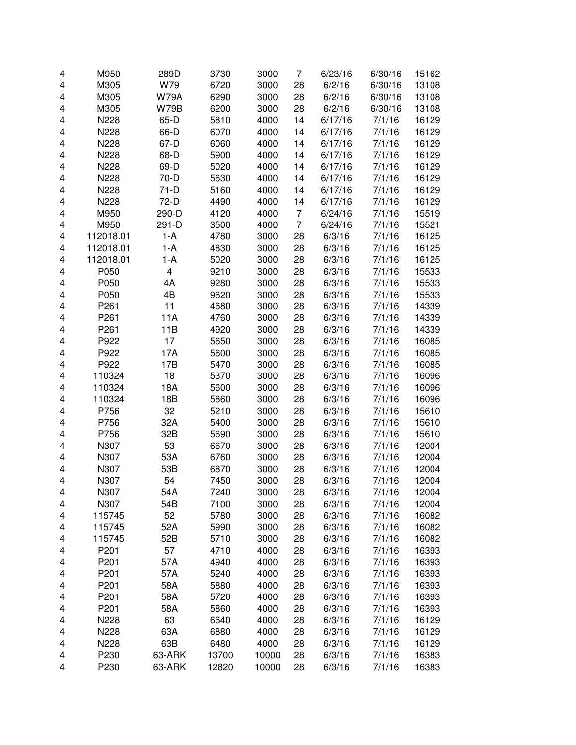| | | | | | | | | |
|---|---|---|---|---|---|---|---|---|
| 4 | M950 | 289D | 3730 | 3000 | 7 | 6/23/16 | 6/30/16 | 15162 |
| 4 | M305 | W79 | 6720 | 3000 | 28 | 6/2/16 | 6/30/16 | 13108 |
| 4 | M305 | W79A | 6290 | 3000 | 28 | 6/2/16 | 6/30/16 | 13108 |
| 4 | M305 | W79B | 6200 | 3000 | 28 | 6/2/16 | 6/30/16 | 13108 |
| 4 | N228 | 65-D | 5810 | 4000 | 14 | 6/17/16 | 7/1/16 | 16129 |
| 4 | N228 | 66-D | 6070 | 4000 | 14 | 6/17/16 | 7/1/16 | 16129 |
| 4 | N228 | 67-D | 6060 | 4000 | 14 | 6/17/16 | 7/1/16 | 16129 |
| 4 | N228 | 68-D | 5900 | 4000 | 14 | 6/17/16 | 7/1/16 | 16129 |
| 4 | N228 | 69-D | 5020 | 4000 | 14 | 6/17/16 | 7/1/16 | 16129 |
| 4 | N228 | 70-D | 5630 | 4000 | 14 | 6/17/16 | 7/1/16 | 16129 |
| 4 | N228 | 71-D | 5160 | 4000 | 14 | 6/17/16 | 7/1/16 | 16129 |
| 4 | N228 | 72-D | 4490 | 4000 | 14 | 6/17/16 | 7/1/16 | 16129 |
| 4 | M950 | 290-D | 4120 | 4000 | 7 | 6/24/16 | 7/1/16 | 15519 |
| 4 | M950 | 291-D | 3500 | 4000 | 7 | 6/24/16 | 7/1/16 | 15521 |
| 4 | 112018.01 | 1-A | 4780 | 3000 | 28 | 6/3/16 | 7/1/16 | 16125 |
| 4 | 112018.01 | 1-A | 4830 | 3000 | 28 | 6/3/16 | 7/1/16 | 16125 |
| 4 | 112018.01 | 1-A | 5020 | 3000 | 28 | 6/3/16 | 7/1/16 | 16125 |
| 4 | P050 | 4 | 9210 | 3000 | 28 | 6/3/16 | 7/1/16 | 15533 |
| 4 | P050 | 4A | 9280 | 3000 | 28 | 6/3/16 | 7/1/16 | 15533 |
| 4 | P050 | 4B | 9620 | 3000 | 28 | 6/3/16 | 7/1/16 | 15533 |
| 4 | P261 | 11 | 4680 | 3000 | 28 | 6/3/16 | 7/1/16 | 14339 |
| 4 | P261 | 11A | 4760 | 3000 | 28 | 6/3/16 | 7/1/16 | 14339 |
| 4 | P261 | 11B | 4920 | 3000 | 28 | 6/3/16 | 7/1/16 | 14339 |
| 4 | P922 | 17 | 5650 | 3000 | 28 | 6/3/16 | 7/1/16 | 16085 |
| 4 | P922 | 17A | 5600 | 3000 | 28 | 6/3/16 | 7/1/16 | 16085 |
| 4 | P922 | 17B | 5470 | 3000 | 28 | 6/3/16 | 7/1/16 | 16085 |
| 4 | 110324 | 18 | 5370 | 3000 | 28 | 6/3/16 | 7/1/16 | 16096 |
| 4 | 110324 | 18A | 5600 | 3000 | 28 | 6/3/16 | 7/1/16 | 16096 |
| 4 | 110324 | 18B | 5860 | 3000 | 28 | 6/3/16 | 7/1/16 | 16096 |
| 4 | P756 | 32 | 5210 | 3000 | 28 | 6/3/16 | 7/1/16 | 15610 |
| 4 | P756 | 32A | 5400 | 3000 | 28 | 6/3/16 | 7/1/16 | 15610 |
| 4 | P756 | 32B | 5690 | 3000 | 28 | 6/3/16 | 7/1/16 | 15610 |
| 4 | N307 | 53 | 6670 | 3000 | 28 | 6/3/16 | 7/1/16 | 12004 |
| 4 | N307 | 53A | 6760 | 3000 | 28 | 6/3/16 | 7/1/16 | 12004 |
| 4 | N307 | 53B | 6870 | 3000 | 28 | 6/3/16 | 7/1/16 | 12004 |
| 4 | N307 | 54 | 7450 | 3000 | 28 | 6/3/16 | 7/1/16 | 12004 |
| 4 | N307 | 54A | 7240 | 3000 | 28 | 6/3/16 | 7/1/16 | 12004 |
| 4 | N307 | 54B | 7100 | 3000 | 28 | 6/3/16 | 7/1/16 | 12004 |
| 4 | 115745 | 52 | 5780 | 3000 | 28 | 6/3/16 | 7/1/16 | 16082 |
| 4 | 115745 | 52A | 5990 | 3000 | 28 | 6/3/16 | 7/1/16 | 16082 |
| 4 | 115745 | 52B | 5710 | 3000 | 28 | 6/3/16 | 7/1/16 | 16082 |
| 4 | P201 | 57 | 4710 | 4000 | 28 | 6/3/16 | 7/1/16 | 16393 |
| 4 | P201 | 57A | 4940 | 4000 | 28 | 6/3/16 | 7/1/16 | 16393 |
| 4 | P201 | 57A | 5240 | 4000 | 28 | 6/3/16 | 7/1/16 | 16393 |
| 4 | P201 | 58A | 5880 | 4000 | 28 | 6/3/16 | 7/1/16 | 16393 |
| 4 | P201 | 58A | 5720 | 4000 | 28 | 6/3/16 | 7/1/16 | 16393 |
| 4 | P201 | 58A | 5860 | 4000 | 28 | 6/3/16 | 7/1/16 | 16393 |
| 4 | N228 | 63 | 6640 | 4000 | 28 | 6/3/16 | 7/1/16 | 16129 |
| 4 | N228 | 63A | 6880 | 4000 | 28 | 6/3/16 | 7/1/16 | 16129 |
| 4 | N228 | 63B | 6480 | 4000 | 28 | 6/3/16 | 7/1/16 | 16129 |
| 4 | P230 | 63-ARK | 13700 | 10000 | 28 | 6/3/16 | 7/1/16 | 16383 |
| 4 | P230 | 63-ARK | 12820 | 10000 | 28 | 6/3/16 | 7/1/16 | 16383 |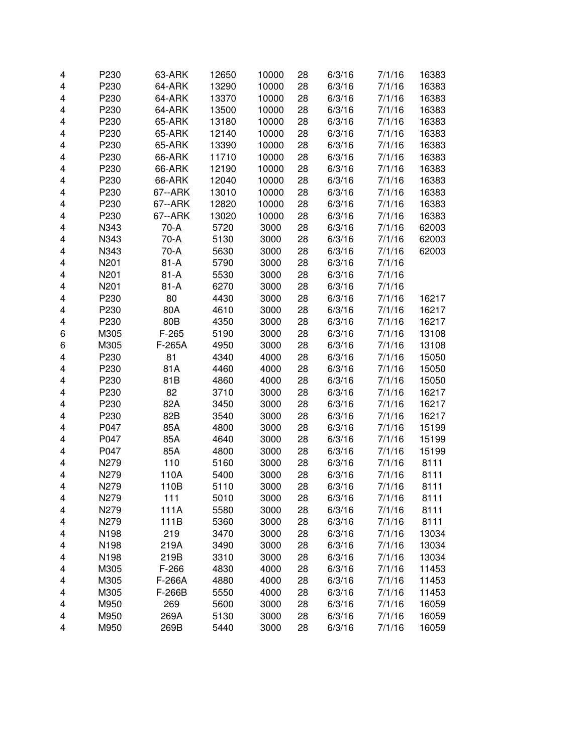| | | | | | | | | |
|---|---|---|---|---|---|---|---|---|
| 4 | P230 | 63-ARK | 12650 | 10000 | 28 | 6/3/16 | 7/1/16 | 16383 |
| 4 | P230 | 64-ARK | 13290 | 10000 | 28 | 6/3/16 | 7/1/16 | 16383 |
| 4 | P230 | 64-ARK | 13370 | 10000 | 28 | 6/3/16 | 7/1/16 | 16383 |
| 4 | P230 | 64-ARK | 13500 | 10000 | 28 | 6/3/16 | 7/1/16 | 16383 |
| 4 | P230 | 65-ARK | 13180 | 10000 | 28 | 6/3/16 | 7/1/16 | 16383 |
| 4 | P230 | 65-ARK | 12140 | 10000 | 28 | 6/3/16 | 7/1/16 | 16383 |
| 4 | P230 | 65-ARK | 13390 | 10000 | 28 | 6/3/16 | 7/1/16 | 16383 |
| 4 | P230 | 66-ARK | 11710 | 10000 | 28 | 6/3/16 | 7/1/16 | 16383 |
| 4 | P230 | 66-ARK | 12190 | 10000 | 28 | 6/3/16 | 7/1/16 | 16383 |
| 4 | P230 | 66-ARK | 12040 | 10000 | 28 | 6/3/16 | 7/1/16 | 16383 |
| 4 | P230 | 67--ARK | 13010 | 10000 | 28 | 6/3/16 | 7/1/16 | 16383 |
| 4 | P230 | 67--ARK | 12820 | 10000 | 28 | 6/3/16 | 7/1/16 | 16383 |
| 4 | P230 | 67--ARK | 13020 | 10000 | 28 | 6/3/16 | 7/1/16 | 16383 |
| 4 | N343 | 70-A | 5720 | 3000 | 28 | 6/3/16 | 7/1/16 | 62003 |
| 4 | N343 | 70-A | 5130 | 3000 | 28 | 6/3/16 | 7/1/16 | 62003 |
| 4 | N343 | 70-A | 5630 | 3000 | 28 | 6/3/16 | 7/1/16 | 62003 |
| 4 | N201 | 81-A | 5790 | 3000 | 28 | 6/3/16 | 7/1/16 | |
| 4 | N201 | 81-A | 5530 | 3000 | 28 | 6/3/16 | 7/1/16 | |
| 4 | N201 | 81-A | 6270 | 3000 | 28 | 6/3/16 | 7/1/16 | |
| 4 | P230 | 80 | 4430 | 3000 | 28 | 6/3/16 | 7/1/16 | 16217 |
| 4 | P230 | 80A | 4610 | 3000 | 28 | 6/3/16 | 7/1/16 | 16217 |
| 4 | P230 | 80B | 4350 | 3000 | 28 | 6/3/16 | 7/1/16 | 16217 |
| 6 | M305 | F-265 | 5190 | 3000 | 28 | 6/3/16 | 7/1/16 | 13108 |
| 6 | M305 | F-265A | 4950 | 3000 | 28 | 6/3/16 | 7/1/16 | 13108 |
| 4 | P230 | 81 | 4340 | 4000 | 28 | 6/3/16 | 7/1/16 | 15050 |
| 4 | P230 | 81A | 4460 | 4000 | 28 | 6/3/16 | 7/1/16 | 15050 |
| 4 | P230 | 81B | 4860 | 4000 | 28 | 6/3/16 | 7/1/16 | 15050 |
| 4 | P230 | 82 | 3710 | 3000 | 28 | 6/3/16 | 7/1/16 | 16217 |
| 4 | P230 | 82A | 3450 | 3000 | 28 | 6/3/16 | 7/1/16 | 16217 |
| 4 | P230 | 82B | 3540 | 3000 | 28 | 6/3/16 | 7/1/16 | 16217 |
| 4 | P047 | 85A | 4800 | 3000 | 28 | 6/3/16 | 7/1/16 | 15199 |
| 4 | P047 | 85A | 4640 | 3000 | 28 | 6/3/16 | 7/1/16 | 15199 |
| 4 | P047 | 85A | 4800 | 3000 | 28 | 6/3/16 | 7/1/16 | 15199 |
| 4 | N279 | 110 | 5160 | 3000 | 28 | 6/3/16 | 7/1/16 | 8111 |
| 4 | N279 | 110A | 5400 | 3000 | 28 | 6/3/16 | 7/1/16 | 8111 |
| 4 | N279 | 110B | 5110 | 3000 | 28 | 6/3/16 | 7/1/16 | 8111 |
| 4 | N279 | 111 | 5010 | 3000 | 28 | 6/3/16 | 7/1/16 | 8111 |
| 4 | N279 | 111A | 5580 | 3000 | 28 | 6/3/16 | 7/1/16 | 8111 |
| 4 | N279 | 111B | 5360 | 3000 | 28 | 6/3/16 | 7/1/16 | 8111 |
| 4 | N198 | 219 | 3470 | 3000 | 28 | 6/3/16 | 7/1/16 | 13034 |
| 4 | N198 | 219A | 3490 | 3000 | 28 | 6/3/16 | 7/1/16 | 13034 |
| 4 | N198 | 219B | 3310 | 3000 | 28 | 6/3/16 | 7/1/16 | 13034 |
| 4 | M305 | F-266 | 4830 | 4000 | 28 | 6/3/16 | 7/1/16 | 11453 |
| 4 | M305 | F-266A | 4880 | 4000 | 28 | 6/3/16 | 7/1/16 | 11453 |
| 4 | M305 | F-266B | 5550 | 4000 | 28 | 6/3/16 | 7/1/16 | 11453 |
| 4 | M950 | 269 | 5600 | 3000 | 28 | 6/3/16 | 7/1/16 | 16059 |
| 4 | M950 | 269A | 5130 | 3000 | 28 | 6/3/16 | 7/1/16 | 16059 |
| 4 | M950 | 269B | 5440 | 3000 | 28 | 6/3/16 | 7/1/16 | 16059 |